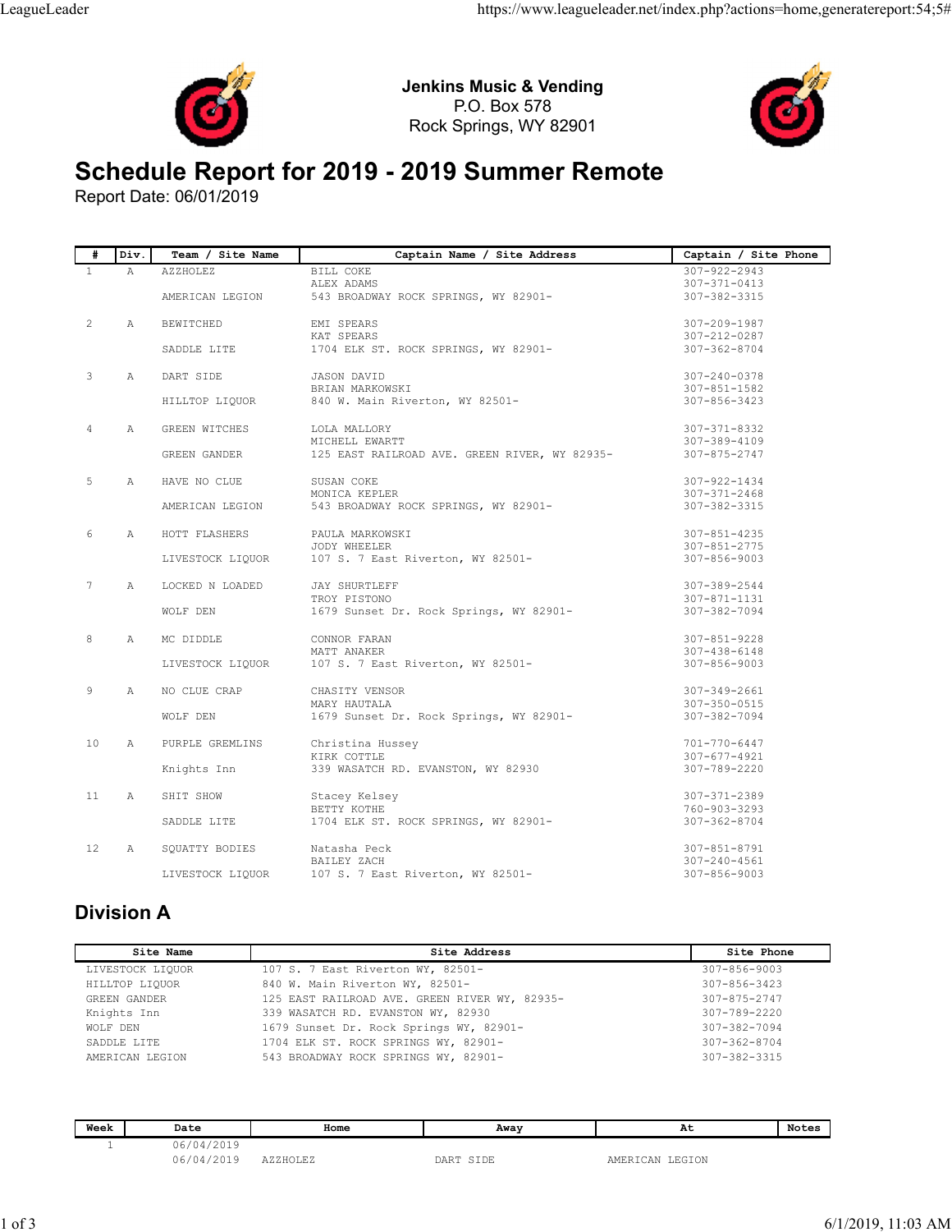**Jenkins Music & Vending**
P.O. Box 578
Rock Springs, WY 82901

# Schedule Report for 2019 - 2019 Summer Remote

Report Date: 06/01/2019

| # | Div. | Team / Site Name | Captain Name / Site Address | Captain / Site Phone |
|---|---|---|---|---|
| 1 | A | AZZHOLEZ | BILL COKE | 307-922-2943 |
| | | | ALEX ADAMS | 307-371-0413 |
| | | AMERICAN LEGION | 543 BROADWAY ROCK SPRINGS, WY 82901- | 307-382-3315 |
| 2 | A | BEWITCHED | EMI SPEARS | 307-209-1987 |
| | | | KAT SPEARS | 307-212-0287 |
| | | SADDLE LITE | 1704 ELK ST. ROCK SPRINGS, WY 82901- | 307-362-8704 |
| 3 | A | DART SIDE | JASON DAVID | 307-240-0378 |
| | | | BRIAN MARKOWSKI | 307-851-1582 |
| | | HILLTOP LIQUOR | 840 W. Main Riverton, WY 82501- | 307-856-3423 |
| 4 | A | GREEN WITCHES | LOLA MALLORY | 307-371-8332 |
| | | | MICHELL EWARTT | 307-389-4109 |
| | | GREEN GANDER | 125 EAST RAILROAD AVE. GREEN RIVER, WY 82935- | 307-875-2747 |
| 5 | A | HAVE NO CLUE | SUSAN COKE | 307-922-1434 |
| | | | MONICA KEPLER | 307-371-2468 |
| | | AMERICAN LEGION | 543 BROADWAY ROCK SPRINGS, WY 82901- | 307-382-3315 |
| 6 | A | HOTT FLASHERS | PAULA MARKOWSKI | 307-851-4235 |
| | | | JODY WHEELER | 307-851-2775 |
| | | LIVESTOCK LIQUOR | 107 S. 7 East Riverton, WY 82501- | 307-856-9003 |
| 7 | A | LOCKED N LOADED | JAY SHURTLEFF | 307-389-2544 |
| | | | TROY PISTONO | 307-871-1131 |
| | | WOLF DEN | 1679 Sunset Dr. Rock Springs, WY 82901- | 307-382-7094 |
| 8 | A | MC DIDDLE | CONNOR FARAN | 307-851-9228 |
| | | | MATT ANAKER | 307-438-6148 |
| | | LIVESTOCK LIQUOR | 107 S. 7 East Riverton, WY 82501- | 307-856-9003 |
| 9 | A | NO CLUE CRAP | CHASITY VENSOR | 307-349-2661 |
| | | | MARY HAUTALA | 307-350-0515 |
| | | WOLF DEN | 1679 Sunset Dr. Rock Springs, WY 82901- | 307-382-7094 |
| 10 | A | PURPLE GREMLINS | Christina Hussey | 701-770-6447 |
| | | | KIRK COTTLE | 307-677-4921 |
| | | Knights Inn | 339 WASATCH RD. EVANSTON, WY 82930 | 307-789-2220 |
| 11 | A | SHIT SHOW | Stacey Kelsey | 307-371-2389 |
| | | | BETTY KOTHE | 760-903-3293 |
| | | SADDLE LITE | 1704 ELK ST. ROCK SPRINGS, WY 82901- | 307-362-8704 |
| 12 | A | SQUATTY BODIES | Natasha Peck | 307-851-8791 |
| | | | BAILEY ZACH | 307-240-4561 |
| | | LIVESTOCK LIQUOR | 107 S. 7 East Riverton, WY 82501- | 307-856-9003 |

## Division A

| Site Name | Site Address | Site Phone |
|---|---|---|
| LIVESTOCK LIQUOR | 107 S. 7 East Riverton WY, 82501- | 307-856-9003 |
| HILLTOP LIQUOR | 840 W. Main Riverton WY, 82501- | 307-856-3423 |
| GREEN GANDER | 125 EAST RAILROAD AVE. GREEN RIVER WY, 82935- | 307-875-2747 |
| Knights Inn | 339 WASATCH RD. EVANSTON WY, 82930 | 307-789-2220 |
| WOLF DEN | 1679 Sunset Dr. Rock Springs WY, 82901- | 307-382-7094 |
| SADDLE LITE | 1704 ELK ST. ROCK SPRINGS WY, 82901- | 307-362-8704 |
| AMERICAN LEGION | 543 BROADWAY ROCK SPRINGS WY, 82901- | 307-382-3315 |

| Week | Date | Home | Away | At | Notes |
|---|---|---|---|---|---|
| 1 | 06/04/2019 | | | | |
| | 06/04/2019 | AZZHOLEZ | DART SIDE | AMERICAN LEGION | |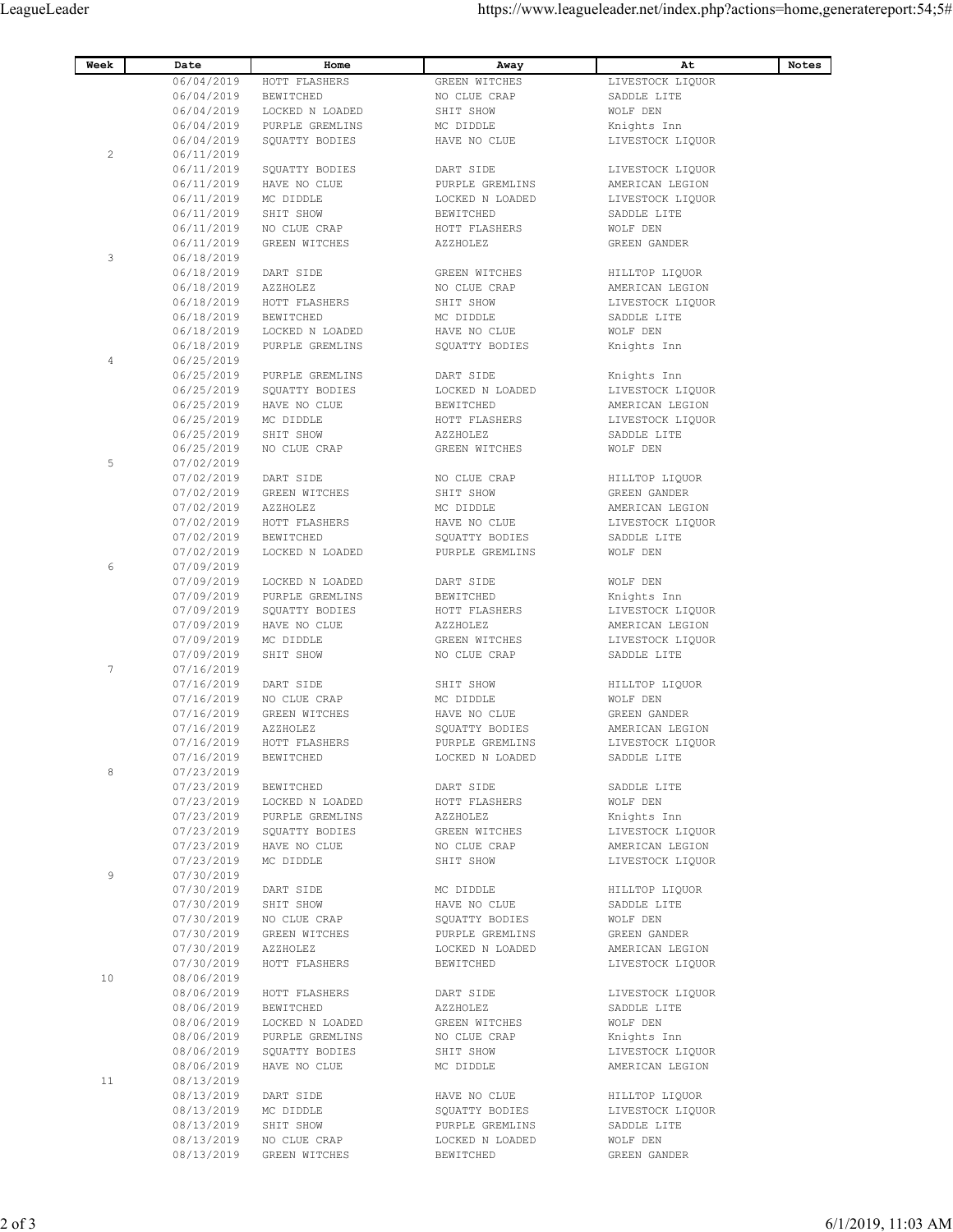| Week | Date | Home | Away | At | Notes |
|---|---|---|---|---|---|
| | 06/04/2019 | HOTT FLASHERS | GREEN WITCHES | LIVESTOCK LIQUOR | |
| | 06/04/2019 | BEWITCHED | NO CLUE CRAP | SADDLE LITE | |
| | 06/04/2019 | LOCKED N LOADED | SHIT SHOW | WOLF DEN | |
| | 06/04/2019 | PURPLE GREMLINS | MC DIDDLE | Knights Inn | |
| | 06/04/2019 | SQUATTY BODIES | HAVE NO CLUE | LIVESTOCK LIQUOR | |
| 2 | 06/11/2019 | | | | |
| | 06/11/2019 | SQUATTY BODIES | DART SIDE | LIVESTOCK LIQUOR | |
| | 06/11/2019 | HAVE NO CLUE | PURPLE GREMLINS | AMERICAN LEGION | |
| | 06/11/2019 | MC DIDDLE | LOCKED N LOADED | LIVESTOCK LIQUOR | |
| | 06/11/2019 | SHIT SHOW | BEWITCHED | SADDLE LITE | |
| | 06/11/2019 | NO CLUE CRAP | HOTT FLASHERS | WOLF DEN | |
| | 06/11/2019 | GREEN WITCHES | AZZHOLEZ | GREEN GANDER | |
| 3 | 06/18/2019 | | | | |
| | 06/18/2019 | DART SIDE | GREEN WITCHES | HILLTOP LIQUOR | |
| | 06/18/2019 | AZZHOLEZ | NO CLUE CRAP | AMERICAN LEGION | |
| | 06/18/2019 | HOTT FLASHERS | SHIT SHOW | LIVESTOCK LIQUOR | |
| | 06/18/2019 | BEWITCHED | MC DIDDLE | SADDLE LITE | |
| | 06/18/2019 | LOCKED N LOADED | HAVE NO CLUE | WOLF DEN | |
| | 06/18/2019 | PURPLE GREMLINS | SQUATTY BODIES | Knights Inn | |
| 4 | 06/25/2019 | | | | |
| | 06/25/2019 | PURPLE GREMLINS | DART SIDE | Knights Inn | |
| | 06/25/2019 | SQUATTY BODIES | LOCKED N LOADED | LIVESTOCK LIQUOR | |
| | 06/25/2019 | HAVE NO CLUE | BEWITCHED | AMERICAN LEGION | |
| | 06/25/2019 | MC DIDDLE | HOTT FLASHERS | LIVESTOCK LIQUOR | |
| | 06/25/2019 | SHIT SHOW | AZZHOLEZ | SADDLE LITE | |
| | 06/25/2019 | NO CLUE CRAP | GREEN WITCHES | WOLF DEN | |
| 5 | 07/02/2019 | | | | |
| | 07/02/2019 | DART SIDE | NO CLUE CRAP | HILLTOP LIQUOR | |
| | 07/02/2019 | GREEN WITCHES | SHIT SHOW | GREEN GANDER | |
| | 07/02/2019 | AZZHOLEZ | MC DIDDLE | AMERICAN LEGION | |
| | 07/02/2019 | HOTT FLASHERS | HAVE NO CLUE | LIVESTOCK LIQUOR | |
| | 07/02/2019 | BEWITCHED | SQUATTY BODIES | SADDLE LITE | |
| | 07/02/2019 | LOCKED N LOADED | PURPLE GREMLINS | WOLF DEN | |
| 6 | 07/09/2019 | | | | |
| | 07/09/2019 | LOCKED N LOADED | DART SIDE | WOLF DEN | |
| | 07/09/2019 | PURPLE GREMLINS | BEWITCHED | Knights Inn | |
| | 07/09/2019 | SQUATTY BODIES | HOTT FLASHERS | LIVESTOCK LIQUOR | |
| | 07/09/2019 | HAVE NO CLUE | AZZHOLEZ | AMERICAN LEGION | |
| | 07/09/2019 | MC DIDDLE | GREEN WITCHES | LIVESTOCK LIQUOR | |
| | 07/09/2019 | SHIT SHOW | NO CLUE CRAP | SADDLE LITE | |
| 7 | 07/16/2019 | | | | |
| | 07/16/2019 | DART SIDE | SHIT SHOW | HILLTOP LIQUOR | |
| | 07/16/2019 | NO CLUE CRAP | MC DIDDLE | WOLF DEN | |
| | 07/16/2019 | GREEN WITCHES | HAVE NO CLUE | GREEN GANDER | |
| | 07/16/2019 | AZZHOLEZ | SQUATTY BODIES | AMERICAN LEGION | |
| | 07/16/2019 | HOTT FLASHERS | PURPLE GREMLINS | LIVESTOCK LIQUOR | |
| | 07/16/2019 | BEWITCHED | LOCKED N LOADED | SADDLE LITE | |
| 8 | 07/23/2019 | | | | |
| | 07/23/2019 | BEWITCHED | DART SIDE | SADDLE LITE | |
| | 07/23/2019 | LOCKED N LOADED | HOTT FLASHERS | WOLF DEN | |
| | 07/23/2019 | PURPLE GREMLINS | AZZHOLEZ | Knights Inn | |
| | 07/23/2019 | SQUATTY BODIES | GREEN WITCHES | LIVESTOCK LIQUOR | |
| | 07/23/2019 | HAVE NO CLUE | NO CLUE CRAP | AMERICAN LEGION | |
| | 07/23/2019 | MC DIDDLE | SHIT SHOW | LIVESTOCK LIQUOR | |
| 9 | 07/30/2019 | | | | |
| | 07/30/2019 | DART SIDE | MC DIDDLE | HILLTOP LIQUOR | |
| | 07/30/2019 | SHIT SHOW | HAVE NO CLUE | SADDLE LITE | |
| | 07/30/2019 | NO CLUE CRAP | SQUATTY BODIES | WOLF DEN | |
| | 07/30/2019 | GREEN WITCHES | PURPLE GREMLINS | GREEN GANDER | |
| | 07/30/2019 | AZZHOLEZ | LOCKED N LOADED | AMERICAN LEGION | |
| | 07/30/2019 | HOTT FLASHERS | BEWITCHED | LIVESTOCK LIQUOR | |
| 10 | 08/06/2019 | | | | |
| | 08/06/2019 | HOTT FLASHERS | DART SIDE | LIVESTOCK LIQUOR | |
| | 08/06/2019 | BEWITCHED | AZZHOLEZ | SADDLE LITE | |
| | 08/06/2019 | LOCKED N LOADED | GREEN WITCHES | WOLF DEN | |
| | 08/06/2019 | PURPLE GREMLINS | NO CLUE CRAP | Knights Inn | |
| | 08/06/2019 | SQUATTY BODIES | SHIT SHOW | LIVESTOCK LIQUOR | |
| | 08/06/2019 | HAVE NO CLUE | MC DIDDLE | AMERICAN LEGION | |
| 11 | 08/13/2019 | | | | |
| | 08/13/2019 | DART SIDE | HAVE NO CLUE | HILLTOP LIQUOR | |
| | 08/13/2019 | MC DIDDLE | SQUATTY BODIES | LIVESTOCK LIQUOR | |
| | 08/13/2019 | SHIT SHOW | PURPLE GREMLINS | SADDLE LITE | |
| | 08/13/2019 | NO CLUE CRAP | LOCKED N LOADED | WOLF DEN | |
| | 08/13/2019 | GREEN WITCHES | BEWITCHED | GREEN GANDER | |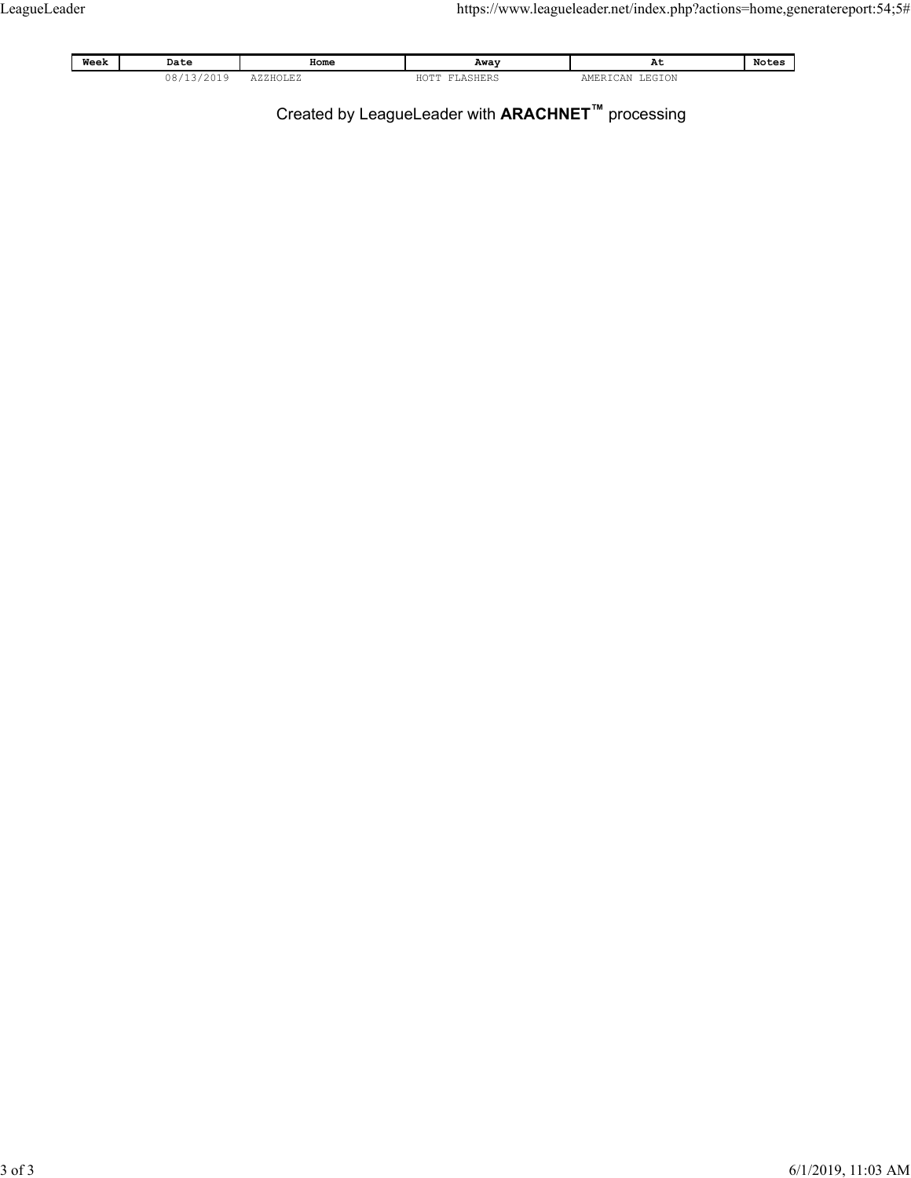| Week | Date | Home | Away | At | Notes |
|---|---|---|---|---|---|
| | 08/13/2019 | AZZHOLEZ | HOTT FLASHERS | AMERICAN LEGION | |

Created by LeagueLeader with **ARACHNET™** processing